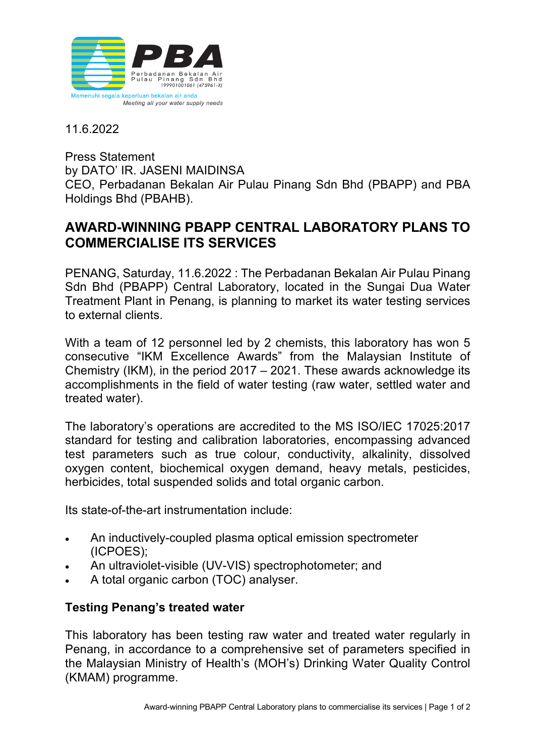PBA

Perbadanan Bekalan Air Pulau Pinang Sdn Bhd 199901001061 (475961-X)

Memenuhi segala keperluan bekalan air anda

*Meeting all your water supply needs*

11.6.2022

Press Statement
by DATO' IR. JASENI MAIDINSA
CEO, Perbadanan Bekalan Air Pulau Pinang Sdn Bhd (PBAPP) and PBA Holdings Bhd (PBAHB).

# AWARD-WINNING PBAPP CENTRAL LABORATORY PLANS TO COMMERCIALISE ITS SERVICES

PENANG, Saturday, 11.6.2022 : The Perbadanan Bekalan Air Pulau Pinang Sdn Bhd (PBAPP) Central Laboratory, located in the Sungai Dua Water Treatment Plant in Penang, is planning to market its water testing services to external clients.

With a team of 12 personnel led by 2 chemists, this laboratory has won 5 consecutive "IKM Excellence Awards" from the Malaysian Institute of Chemistry (IKM), in the period 2017 – 2021. These awards acknowledge its accomplishments in the field of water testing (raw water, settled water and treated water).

The laboratory's operations are accredited to the MS ISO/IEC 17025:2017 standard for testing and calibration laboratories, encompassing advanced test parameters such as true colour, conductivity, alkalinity, dissolved oxygen content, biochemical oxygen demand, heavy metals, pesticides, herbicides, total suspended solids and total organic carbon.

Its state-of-the-art instrumentation include:

- An inductively-coupled plasma optical emission spectrometer (ICPOES);
- An ultraviolet-visible (UV-VIS) spectrophotometer; and
- A total organic carbon (TOC) analyser.

## Testing Penang's treated water

This laboratory has been testing raw water and treated water regularly in Penang, in accordance to a comprehensive set of parameters specified in the Malaysian Ministry of Health's (MOH's) Drinking Water Quality Control (KMAM) programme.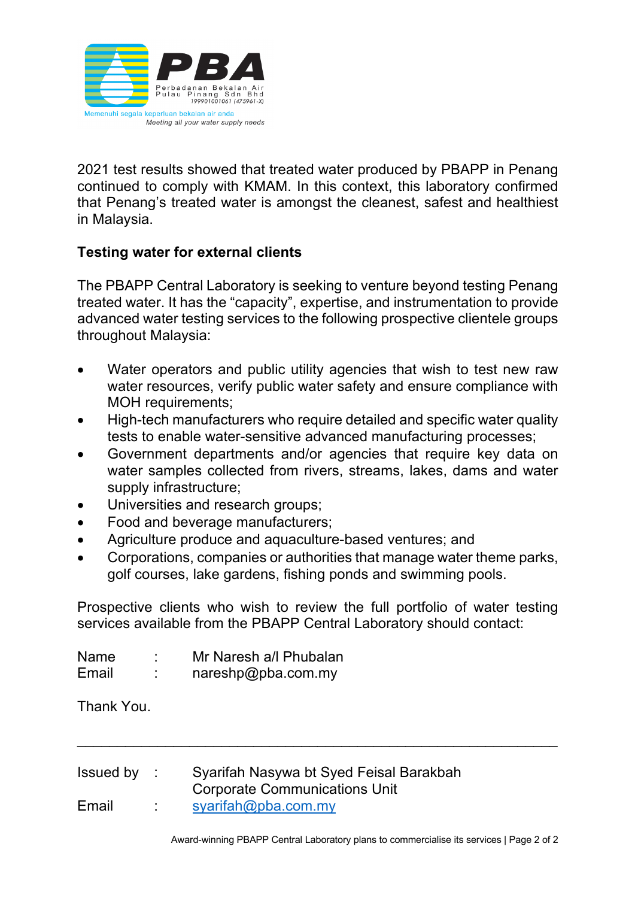2021 test results showed that treated water produced by PBAPP in Penang continued to comply with KMAM. In this context, this laboratory confirmed that Penang's treated water is amongst the cleanest, safest and healthiest in Malaysia.

**Testing water for external clients**

The PBAPP Central Laboratory is seeking to venture beyond testing Penang treated water. It has the "capacity", expertise, and instrumentation to provide advanced water testing services to the following prospective clientele groups throughout Malaysia:

- Water operators and public utility agencies that wish to test new raw water resources, verify public water safety and ensure compliance with MOH requirements;
- High-tech manufacturers who require detailed and specific water quality tests to enable water-sensitive advanced manufacturing processes;
- Government departments and/or agencies that require key data on water samples collected from rivers, streams, lakes, dams and water supply infrastructure;
- Universities and research groups;
- Food and beverage manufacturers;
- Agriculture produce and aquaculture-based ventures; and
- Corporations, companies or authorities that manage water theme parks, golf courses, lake gardens, fishing ponds and swimming pools.

Prospective clients who wish to review the full portfolio of water testing services available from the PBAPP Central Laboratory should contact:

Name : Mr Naresh a/l Phubalan
Email : nareshp@pba.com.my

Thank You.

---

Issued by : Syarifah Nasywa bt Syed Feisal Barakbah
Corporate Communications Unit
Email : syarifah@pba.com.my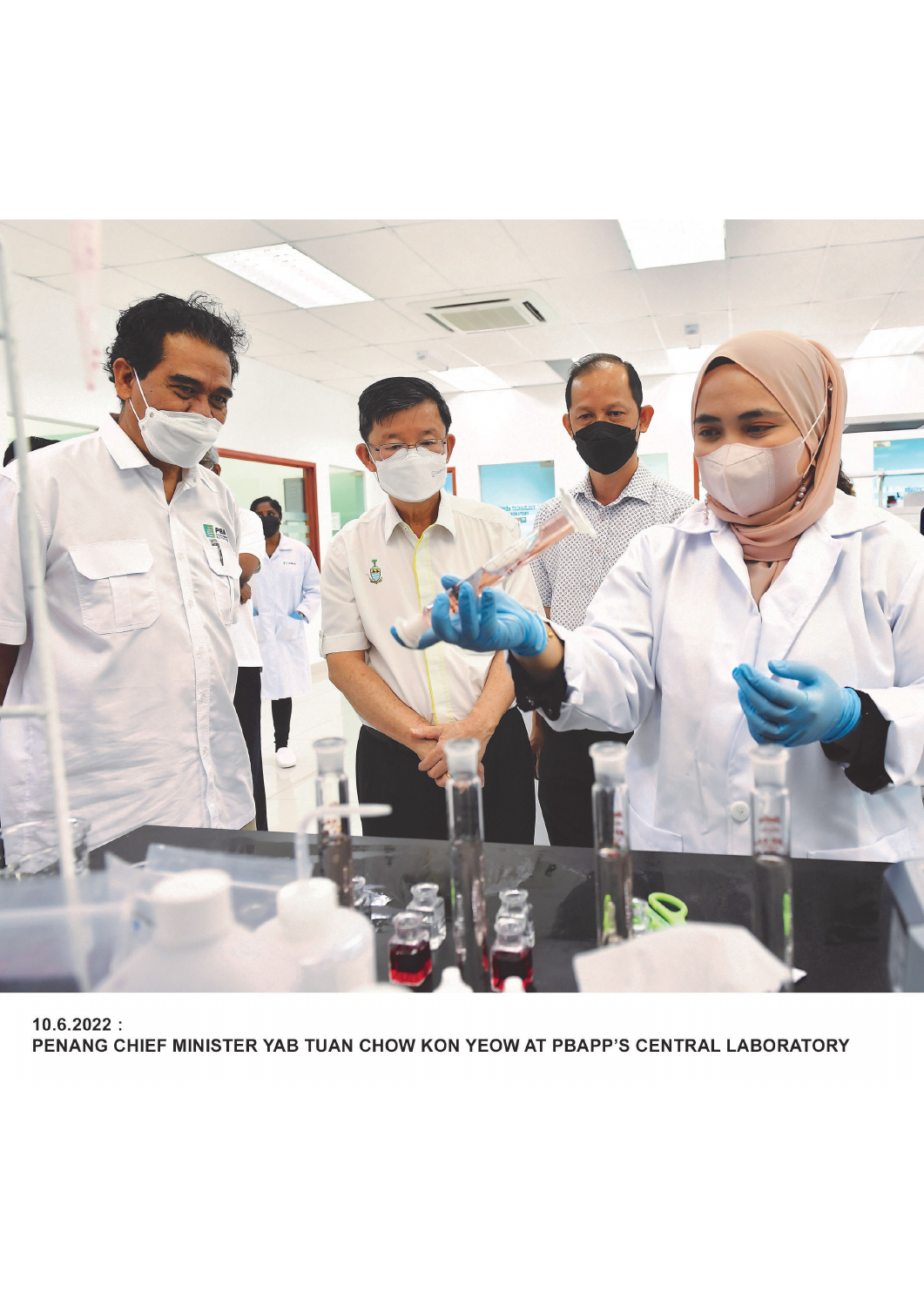10.6.2022 :
**PENANG CHIEF MINISTER YAB TUAN CHOW KON YEOW AT PBAPP'S CENTRAL LABORATORY**